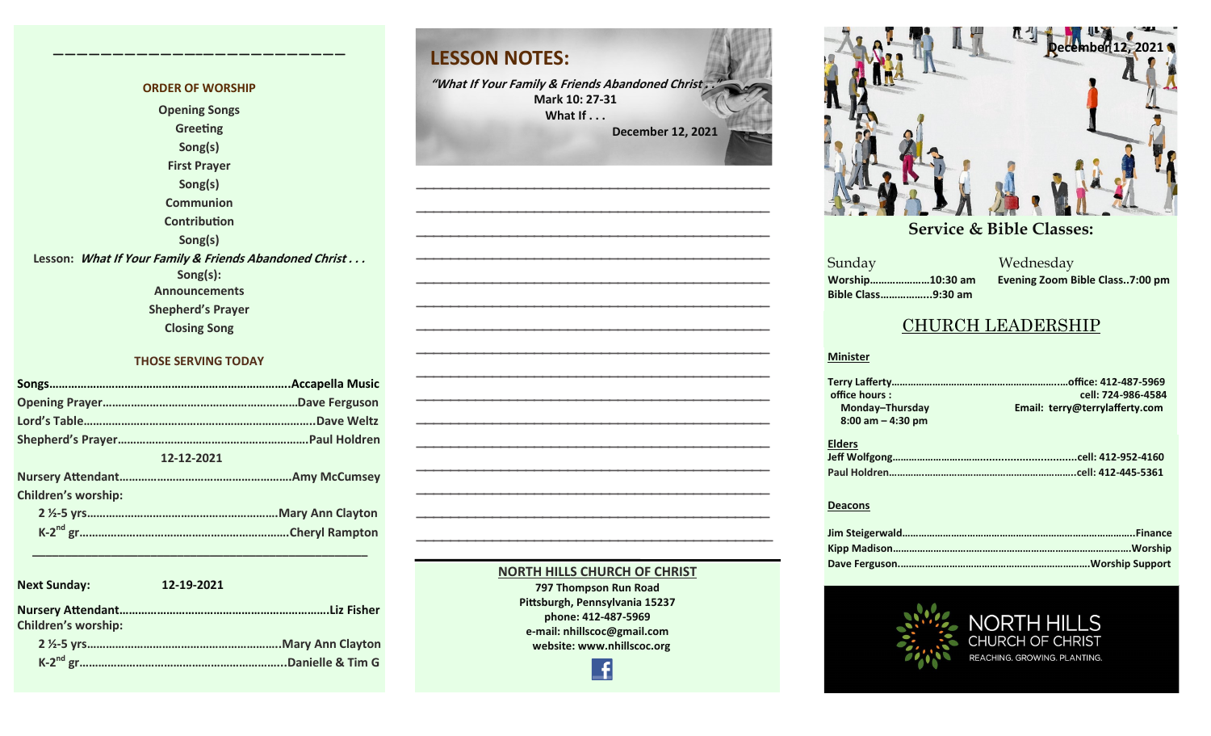## ORDER OF WORSHIP

Opening Songs
Greeting
Song(s)
First Prayer
Song(s)
Communion
Contribution
Song(s)
Lesson: *What If Your Family & Friends Abandoned Christ . . .*
Song(s):
Announcements
Shepherd's Prayer
Closing Song

## THOSE SERVING TODAY

**Songs**……………………………………………………………………..**Accapella Music**
**Opening Prayer**……………………………………………………..**Dave Ferguson**
**Lord's Table**…………………………………………………………….**Dave Weltz**
**Shepherd's Prayer**………………………………………………….**Paul Holdren**

**12-12-2021**

**Nursery Attendant**…………………………………………….**Amy McCumsey**
**Children's worship:**
2 ½-5 yrs…………………………………………………….**Mary Ann Clayton**
K-2nd gr…………………………………………………………….**Cheryl Rampton**

---

**Next Sunday: 12-19-2021**

**Nursery Attendant**………………………………………………………….**Liz Fisher**
**Children's worship:**
2 ½-5 yrs…………………………………………………….**Mary Ann Clayton**
K-2nd gr…………………………………………………………….**Danielle & Tim G**

## LESSON NOTES:

*"What If Your Family & Friends Abandoned Christ . . ."*
Mark 10: 27-31
What If . . .
December 12, 2021

______________________________________________
______________________________________________
______________________________________________
______________________________________________
______________________________________________
______________________________________________
______________________________________________
______________________________________________
______________________________________________
______________________________________________
______________________________________________
______________________________________________
______________________________________________
______________________________________________
______________________________________________
______________________________________________

**NORTH HILLS CHURCH OF CHRIST**
797 Thompson Run Road
Pittsburgh, Pennsylvania 15237
phone: 412-487-5969
e-mail: nhillscoc@gmail.com
website: www.nhillscoc.org

December 12, 2021

## Service & Bible Classes:

**Sunday**
Worship…………………10:30 am
Bible Class……………..9:30 am

**Wednesday**
Evening Zoom Bible Class..7:00 pm

## CHURCH LEADERSHIP

**Minister**

Terry Lafferty……………………………………………………office: 412-487-5969
office hours: cell: 724-986-4584
Monday–Thursday
8:00 am – 4:30 pm
Email: terry@terrylafferty.com

**Elders**

Jeff Wolfgong……………………………………………………cell: 412-952-4160
Paul Holdren……………………………………………………cell: 412-445-5361

**Deacons**

Jim Steigerwald…………………………………………………………………Finance
Kipp Madison……………………………………………………………………Worship
Dave Ferguson……………………………………………………Worship Support

NORTH HILLS CHURCH OF CHRIST
REACHING. GROWING. PLANTING.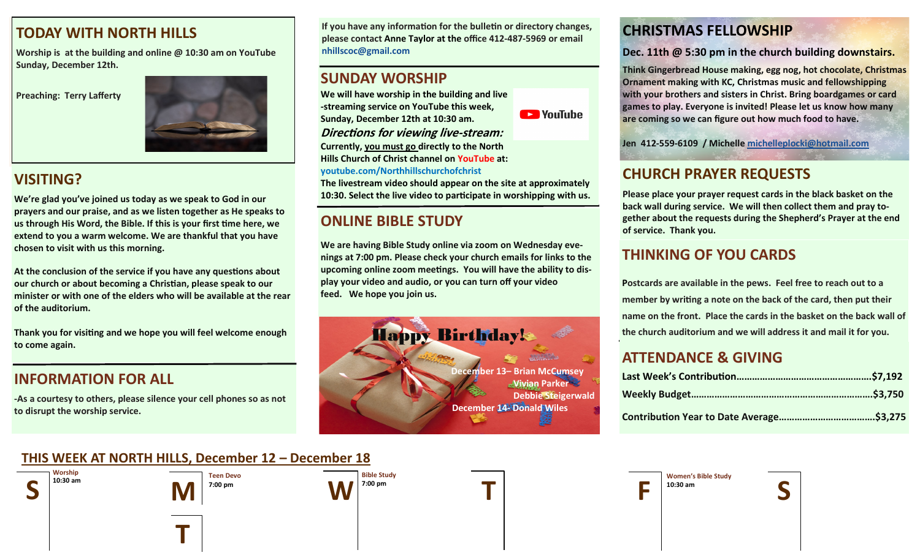## TODAY WITH NORTH HILLS

**Worship is at the building and online @ 10:30 am on YouTube Sunday, December 12th.**

**Preaching: Terry Lafferty**

## VISITING?

We're glad you've joined us today as we speak to God in our prayers and our praise, and as we listen together as He speaks to us through His Word, the Bible. If this is your first time here, we extend to you a warm welcome. We are thankful that you have chosen to visit with us this morning.

At the conclusion of the service if you have any questions about our church or about becoming a Christian, please speak to our minister or with one of the elders who will be available at the rear of the auditorium.

Thank you for visiting and we hope you will feel welcome enough to come again.

## INFORMATION FOR ALL

-As a courtesy to others, please silence your cell phones so as not to disrupt the worship service.

If you have any information for the bulletin or directory changes, please contact **Anne Taylor** at the office **412-487-5969** or email nhillscoc@gmail.com

## SUNDAY WORSHIP

**We will have worship in the building and live -streaming service on YouTube this week, Sunday, December 12th at 10:30 am.**

***Directions for viewing live-stream:***

Currently, you must go directly to the North Hills Church of Christ channel on YouTube at: youtube.com/Northhillschurchofchrist

The livestream video should appear on the site at approximately 10:30. Select the live video to participate in worshipping with us.

## ONLINE BIBLE STUDY

We are having Bible Study online via zoom on Wednesday evenings at 7:00 pm. Please check your church emails for links to the upcoming online zoom meetings. You will have the ability to display your video and audio, or you can turn off your video feed. We hope you join us.

**Happy Birthday!**

December 13– Brian McCumsey
Vivian Parker
Debbie Steigerwald
December 14- Donald Wiles

## CHRISTMAS FELLOWSHIP

**Dec. 11th @ 5:30 pm in the church building downstairs.**

Think Gingerbread House making, egg nog, hot chocolate, Christmas Ornament making with KC, Christmas music and fellowshipping with your brothers and sisters in Christ. Bring boardgames or card games to play. Everyone is invited! Please let us know how many are coming so we can figure out how much food to have.

Jen 412-559-6109 / Michelle michelleplocki@hotmail.com

## CHURCH PRAYER REQUESTS

Please place your prayer request cards in the black basket on the back wall during service. We will then collect them and pray together about the requests during the Shepherd's Prayer at the end of service. Thank you.

## THINKING OF YOU CARDS

Postcards are available in the pews. Feel free to reach out to a member by writing a note on the back of the card, then put their name on the front. Place the cards in the basket on the back wall of the church auditorium and we will address it and mail it for you.

## ATTENDANCE & GIVING

Last Week's Contribution…………………………………………$7,192
Weekly Budget……………………………………………………$3,750
Contribution Year to Date Average………………………$3,275

## THIS WEEK AT NORTH HILLS, December 12 – December 18

| Day | Events |
| --- | --- |
| S | Worship 10:30 am |
| M | Teen Devo 7:00 pm |
| T | |
| W | Bible Study 7:00 pm |
| T | |
| F | Women's Bible Study 10:30 am |
| S | |